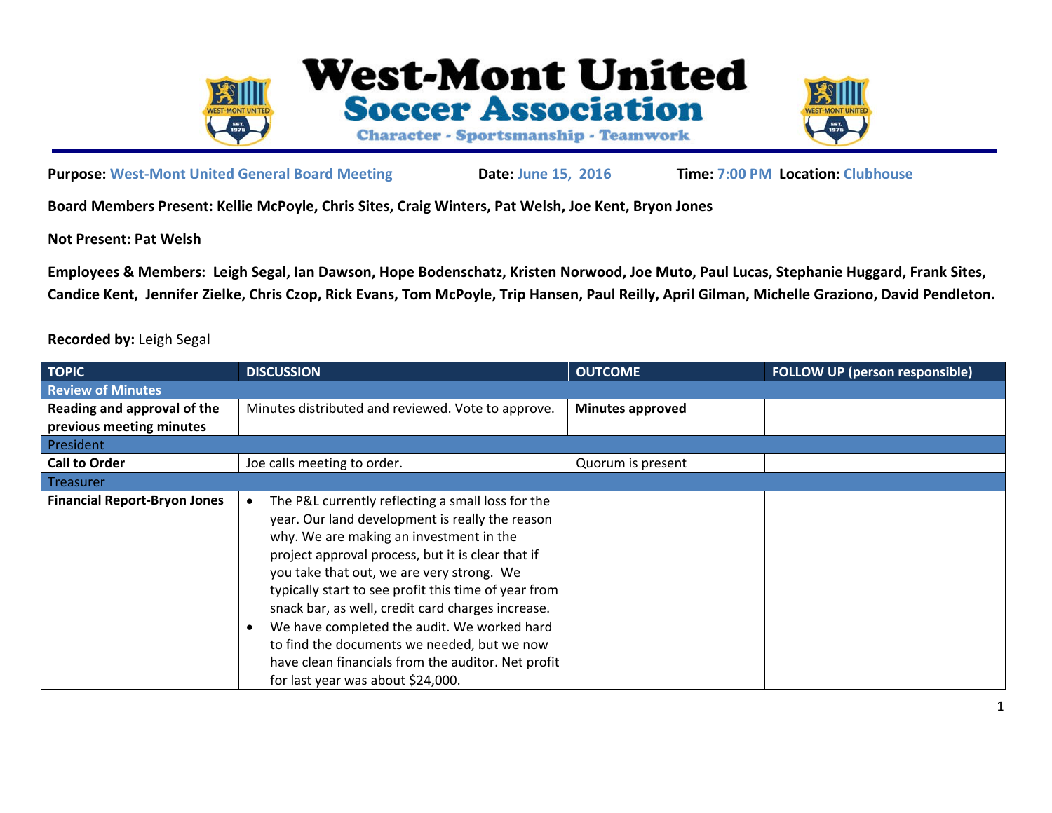# West-Mont United Soccer Association

**Character - Sportsmanship - Teamwork**

**Purpose:** West-Mont United General Board Meeting **Date:** June 15, 2016 **Time:** 7:00 PM **Location:** Clubhouse

**Board Members Present: Kellie McPoyle, Chris Sites, Craig Winters, Pat Welsh, Joe Kent, Bryon Jones**

**Not Present: Pat Welsh**

**Employees & Members: Leigh Segal, Ian Dawson, Hope Bodenschatz, Kristen Norwood, Joe Muto, Paul Lucas, Stephanie Huggard, Frank Sites, Candice Kent, Jennifer Zielke, Chris Czop, Rick Evans, Tom McPoyle, Trip Hansen, Paul Reilly, April Gilman, Michelle Graziono, David Pendleton.**

**Recorded by:** Leigh Segal

| TOPIC | DISCUSSION | OUTCOME | FOLLOW UP (person responsible) |
|---|---|---|---|
| Review of Minutes | | | |
| **Reading and approval of the previous meeting minutes** | Minutes distributed and reviewed. Vote to approve. | **Minutes approved** | |
| President | | | |
| **Call to Order** | Joe calls meeting to order. | Quorum is present | |
| Treasurer | | | |
| **Financial Report-Bryon Jones** | • The P&L currently reflecting a small loss for the year. Our land development is really the reason why. We are making an investment in the project approval process, but it is clear that if you take that out, we are very strong. We typically start to see profit this time of year from snack bar, as well, credit card charges increase.<br>• We have completed the audit. We worked hard to find the documents we needed, but we now have clean financials from the auditor. Net profit for last year was about $24,000. | | |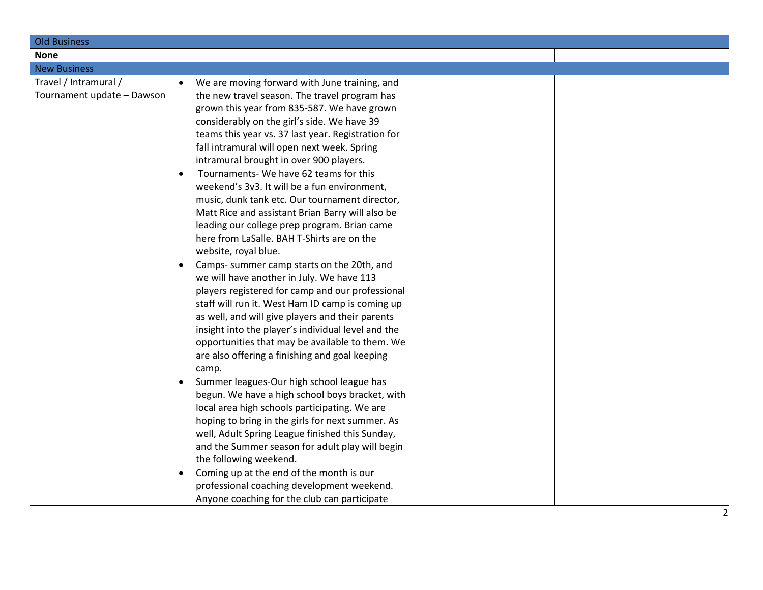| Old Business | | | |
|---|---|---|---|
| **None** | | | |
| New Business | | | |
| Travel / Intramural / Tournament update – Dawson | • We are moving forward with June training, and the new travel season. The travel program has grown this year from 835-587. We have grown considerably on the girl's side. We have 39 teams this year vs. 37 last year. Registration for fall intramural will open next week. Spring intramural brought in over 900 players.<br>• Tournaments- We have 62 teams for this weekend's 3v3. It will be a fun environment, music, dunk tank etc. Our tournament director, Matt Rice and assistant Brian Barry will also be leading our college prep program. Brian came here from LaSalle. BAH T-Shirts are on the website, royal blue.<br>• Camps- summer camp starts on the 20th, and we will have another in July. We have 113 players registered for camp and our professional staff will run it. West Ham ID camp is coming up as well, and will give players and their parents insight into the player's individual level and the opportunities that may be available to them. We are also offering a finishing and goal keeping camp.<br>• Summer leagues-Our high school league has begun. We have a high school boys bracket, with local area high schools participating. We are hoping to bring in the girls for next summer. As well, Adult Spring League finished this Sunday, and the Summer season for adult play will begin the following weekend.<br>• Coming up at the end of the month is our professional coaching development weekend. Anyone coaching for the club can participate | | |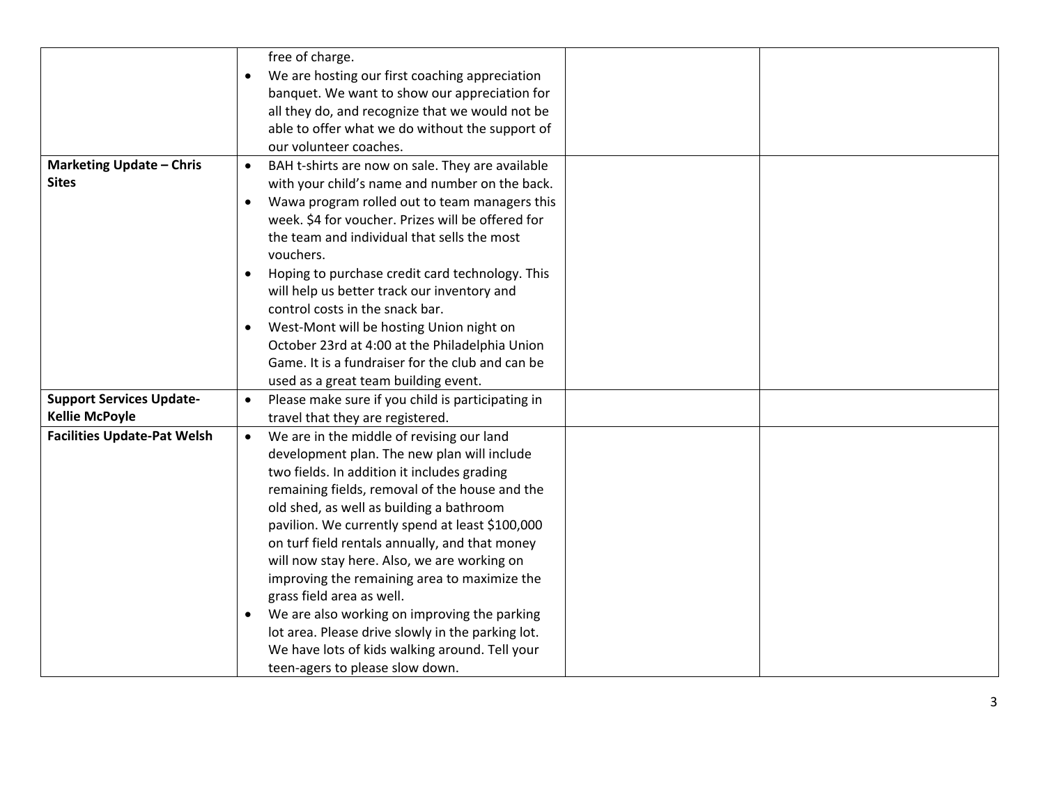| | | | |
|---|---|---|---|
| | free of charge.<br>• We are hosting our first coaching appreciation banquet. We want to show our appreciation for all they do, and recognize that we would not be able to offer what we do without the support of our volunteer coaches. | | |
| **Marketing Update – Chris Sites** | • BAH t-shirts are now on sale. They are available with your child's name and number on the back.<br>• Wawa program rolled out to team managers this week. $4 for voucher. Prizes will be offered for the team and individual that sells the most vouchers.<br>• Hoping to purchase credit card technology. This will help us better track our inventory and control costs in the snack bar.<br>• West-Mont will be hosting Union night on October 23rd at 4:00 at the Philadelphia Union Game. It is a fundraiser for the club and can be used as a great team building event. | | |
| **Support Services Update-Kellie McPoyle** | • Please make sure if you child is participating in travel that they are registered. | | |
| **Facilities Update-Pat Welsh** | • We are in the middle of revising our land development plan. The new plan will include two fields. In addition it includes grading remaining fields, removal of the house and the old shed, as well as building a bathroom pavilion. We currently spend at least $100,000 on turf field rentals annually, and that money will now stay here. Also, we are working on improving the remaining area to maximize the grass field area as well.<br>• We are also working on improving the parking lot area. Please drive slowly in the parking lot. We have lots of kids walking around. Tell your teen-agers to please slow down. | | |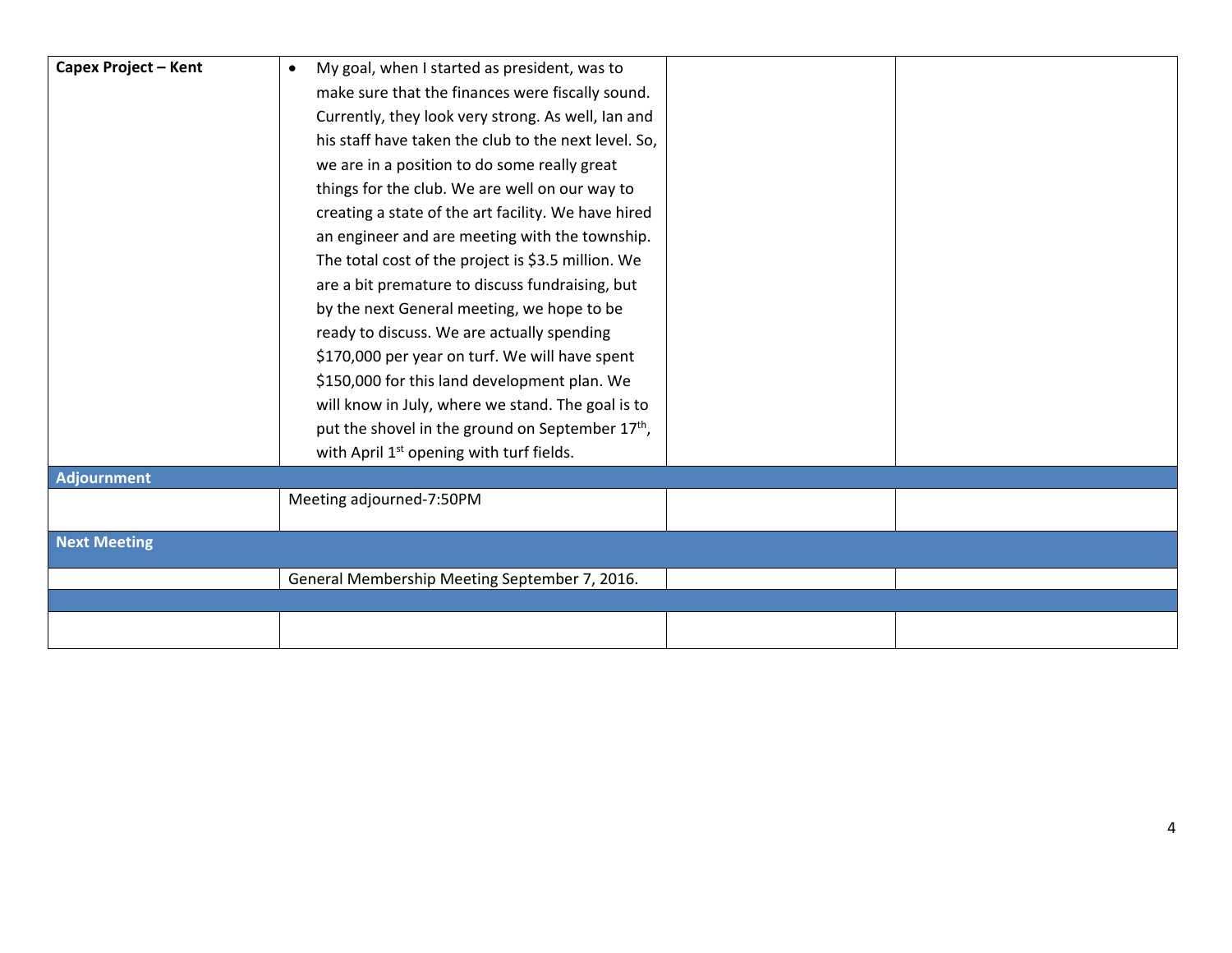| | | | |
|---|---|---|---|
| **Capex Project – Kent** | • My goal, when I started as president, was to make sure that the finances were fiscally sound. Currently, they look very strong. As well, Ian and his staff have taken the club to the next level. So, we are in a position to do some really great things for the club. We are well on our way to creating a state of the art facility. We have hired an engineer and are meeting with the township. The total cost of the project is \$3.5 million. We are a bit premature to discuss fundraising, but by the next General meeting, we hope to be ready to discuss. We are actually spending \$170,000 per year on turf. We will have spent \$150,000 for this land development plan. We will know in July, where we stand. The goal is to put the shovel in the ground on September 17th, with April 1st opening with turf fields. | | |
| **Adjournment** | | | |
| | Meeting adjourned-7:50PM | | |
| **Next Meeting** | | | |
| | General Membership Meeting September 7, 2016. | | |
| | | | |
| | | | |